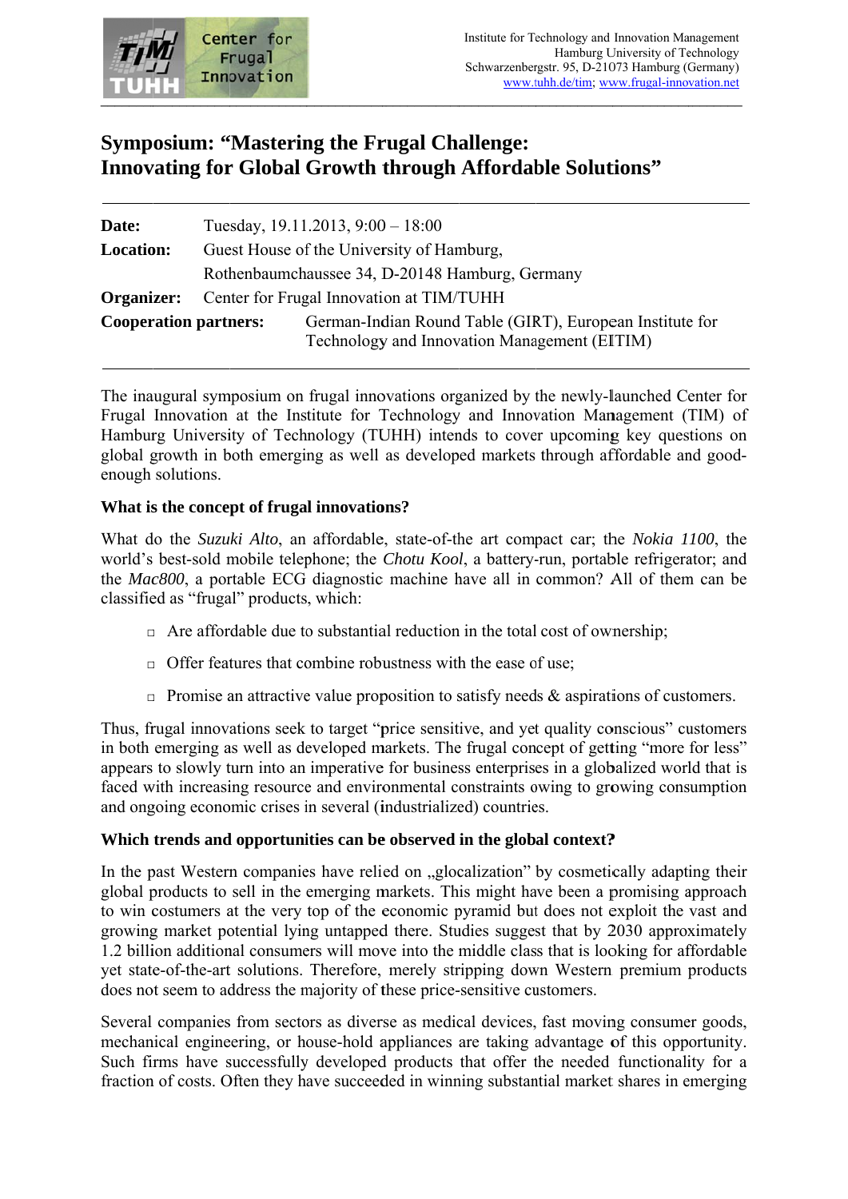Institute for Technology and Innovation Management
Hamburg University of Technology
Schwarzenbergstr. 95, D-21073 Hamburg (Germany)
www.tuhh.de/tim; www.frugal-innovation.net

# Symposium: "Mastering the Frugal Challenge: Innovating for Global Growth through Affordable Solutions"

**Date:** Tuesday, 19.11.2013, 9:00 – 18:00

**Location:** Guest House of the University of Hamburg, Rothenbaumchaussee 34, D-20148 Hamburg, Germany

**Organizer:** Center for Frugal Innovation at TIM/TUHH

**Cooperation partners:** German-Indian Round Table (GIRT), European Institute for Technology and Innovation Management (EITIM)

The inaugural symposium on frugal innovations organized by the newly-launched Center for Frugal Innovation at the Institute for Technology and Innovation Management (TIM) of Hamburg University of Technology (TUHH) intends to cover upcoming key questions on global growth in both emerging as well as developed markets through affordable and good-enough solutions.

### What is the concept of frugal innovations?

What do the *Suzuki Alto*, an affordable, state-of-the art compact car; the *Nokia 1100*, the world's best-sold mobile telephone; the *Chotu Kool*, a battery-run, portable refrigerator; and the *Mac800*, a portable ECG diagnostic machine have all in common? All of them can be classified as "frugal" products, which:

- Are affordable due to substantial reduction in the total cost of ownership;
- Offer features that combine robustness with the ease of use;
- Promise an attractive value proposition to satisfy needs & aspirations of customers.

Thus, frugal innovations seek to target "price sensitive, and yet quality conscious" customers in both emerging as well as developed markets. The frugal concept of getting "more for less" appears to slowly turn into an imperative for business enterprises in a globalized world that is faced with increasing resource and environmental constraints owing to growing consumption and ongoing economic crises in several (industrialized) countries.

### Which trends and opportunities can be observed in the global context?

In the past Western companies have relied on „glocalization" by cosmetically adapting their global products to sell in the emerging markets. This might have been a promising approach to win costumers at the very top of the economic pyramid but does not exploit the vast and growing market potential lying untapped there. Studies suggest that by 2030 approximately 1.2 billion additional consumers will move into the middle class that is looking for affordable yet state-of-the-art solutions. Therefore, merely stripping down Western premium products does not seem to address the majority of these price-sensitive customers.

Several companies from sectors as diverse as medical devices, fast moving consumer goods, mechanical engineering, or house-hold appliances are taking advantage of this opportunity. Such firms have successfully developed products that offer the needed functionality for a fraction of costs. Often they have succeeded in winning substantial market shares in emerging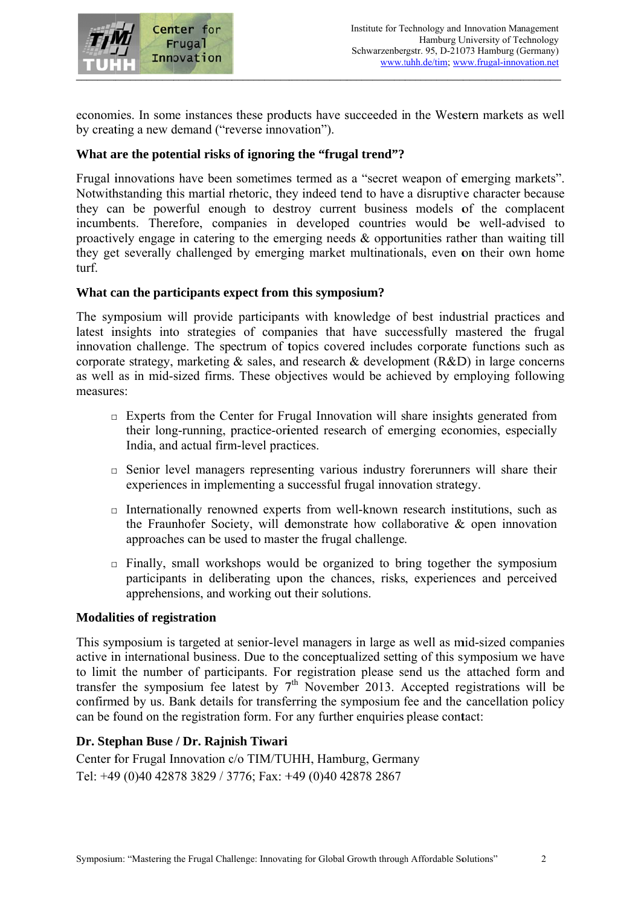economies. In some instances these products have succeeded in the Western markets as well by creating a new demand ("reverse innovation").

**What are the potential risks of ignoring the "frugal trend"?**

Frugal innovations have been sometimes termed as a "secret weapon of emerging markets". Notwithstanding this martial rhetoric, they indeed tend to have a disruptive character because they can be powerful enough to destroy current business models of the complacent incumbents. Therefore, companies in developed countries would be well-advised to proactively engage in catering to the emerging needs & opportunities rather than waiting till they get severally challenged by emerging market multinationals, even on their own home turf.

**What can the participants expect from this symposium?**

The symposium will provide participants with knowledge of best industrial practices and latest insights into strategies of companies that have successfully mastered the frugal innovation challenge. The spectrum of topics covered includes corporate functions such as corporate strategy, marketing & sales, and research & development (R&D) in large concerns as well as in mid-sized firms. These objectives would be achieved by employing following measures:

- Experts from the Center for Frugal Innovation will share insights generated from their long-running, practice-oriented research of emerging economies, especially India, and actual firm-level practices.
- Senior level managers representing various industry forerunners will share their experiences in implementing a successful frugal innovation strategy.
- Internationally renowned experts from well-known research institutions, such as the Fraunhofer Society, will demonstrate how collaborative & open innovation approaches can be used to master the frugal challenge.
- Finally, small workshops would be organized to bring together the symposium participants in deliberating upon the chances, risks, experiences and perceived apprehensions, and working out their solutions.

**Modalities of registration**

This symposium is targeted at senior-level managers in large as well as mid-sized companies active in international business. Due to the conceptualized setting of this symposium we have to limit the number of participants. For registration please send us the attached form and transfer the symposium fee latest by 7th November 2013. Accepted registrations will be confirmed by us. Bank details for transferring the symposium fee and the cancellation policy can be found on the registration form. For any further enquiries please contact:

**Dr. Stephan Buse / Dr. Rajnish Tiwari**

Center for Frugal Innovation c/o TIM/TUHH, Hamburg, Germany

Tel: +49 (0)40 42878 3829 / 3776; Fax: +49 (0)40 42878 2867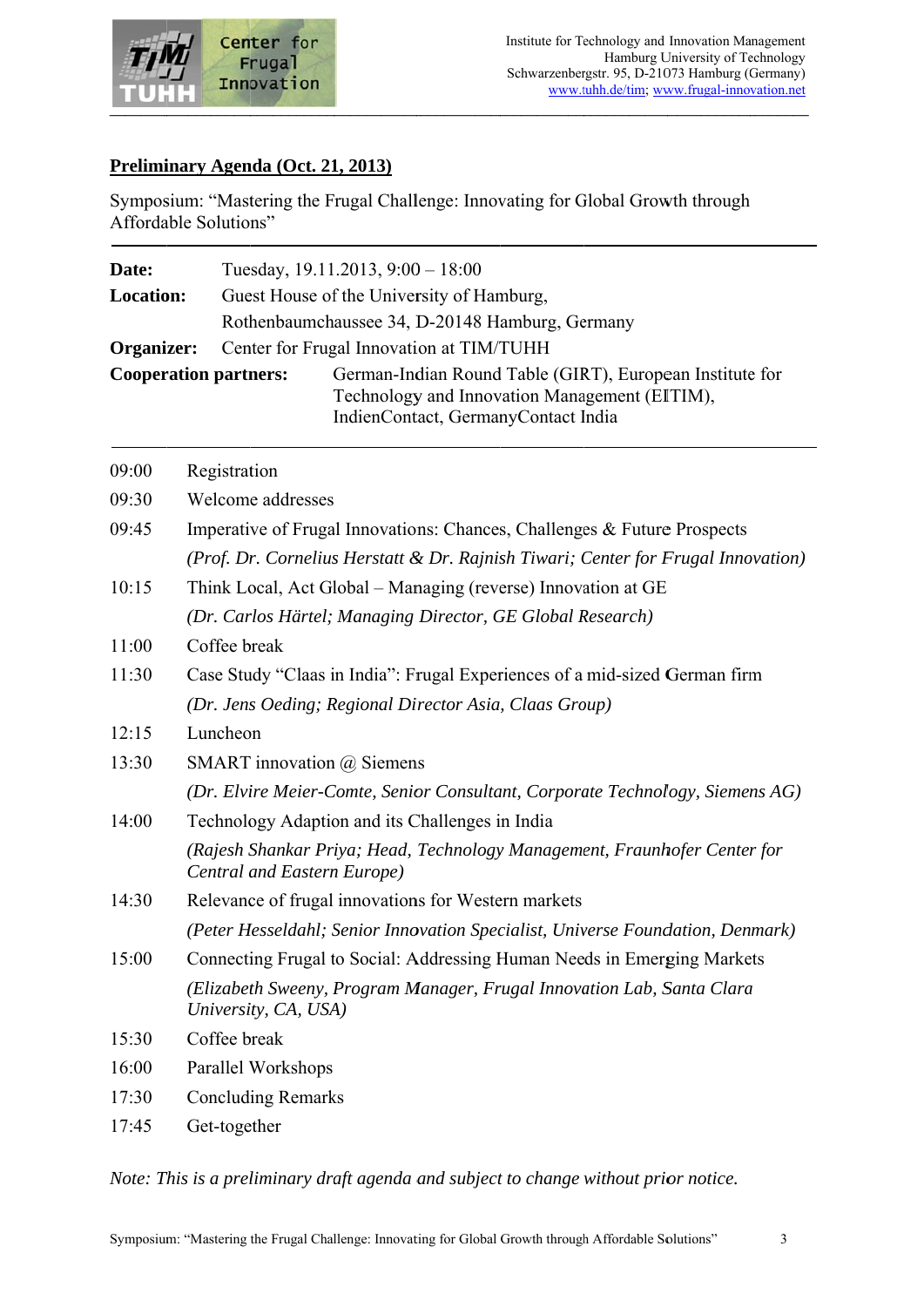Institute for Technology and Innovation Management
Hamburg University of Technology
Schwarzenbergstr. 95, D-21073 Hamburg (Germany)
www.tuhh.de/tim; www.frugal-innovation.net

## Preliminary Agenda (Oct. 21, 2013)

Symposium: "Mastering the Frugal Challenge: Innovating for Global Growth through Affordable Solutions"

| | |
|---|---|
| **Date:** | Tuesday, 19.11.2013, 9:00 – 18:00 |
| **Location:** | Guest House of the University of Hamburg, Rothenbaumchaussee 34, D-20148 Hamburg, Germany |
| **Organizer:** | Center for Frugal Innovation at TIM/TUHH |
| **Cooperation partners:** | German-Indian Round Table (GIRT), European Institute for Technology and Innovation Management (EITIM), IndienContact, GermanyContact India |

| | |
|---|---|
| 09:00 | Registration |
| 09:30 | Welcome addresses |
| 09:45 | Imperative of Frugal Innovations: Chances, Challenges & Future Prospects<br>*(Prof. Dr. Cornelius Herstatt & Dr. Rajnish Tiwari; Center for Frugal Innovation)* |
| 10:15 | Think Local, Act Global – Managing (reverse) Innovation at GE<br>*(Dr. Carlos Härtel; Managing Director, GE Global Research)* |
| 11:00 | Coffee break |
| 11:30 | Case Study "Claas in India": Frugal Experiences of a mid-sized German firm<br>*(Dr. Jens Oeding; Regional Director Asia, Claas Group)* |
| 12:15 | Luncheon |
| 13:30 | SMART innovation @ Siemens<br>*(Dr. Elvire Meier-Comte, Senior Consultant, Corporate Technology, Siemens AG)* |
| 14:00 | Technology Adaption and its Challenges in India<br>*(Rajesh Shankar Priya; Head, Technology Management, Fraunhofer Center for Central and Eastern Europe)* |
| 14:30 | Relevance of frugal innovations for Western markets<br>*(Peter Hesseldahl; Senior Innovation Specialist, Universe Foundation, Denmark)* |
| 15:00 | Connecting Frugal to Social: Addressing Human Needs in Emerging Markets<br>*(Elizabeth Sweeny, Program Manager, Frugal Innovation Lab, Santa Clara University, CA, USA)* |
| 15:30 | Coffee break |
| 16:00 | Parallel Workshops |
| 17:30 | Concluding Remarks |
| 17:45 | Get-together |

*Note: This is a preliminary draft agenda and subject to change without prior notice.*